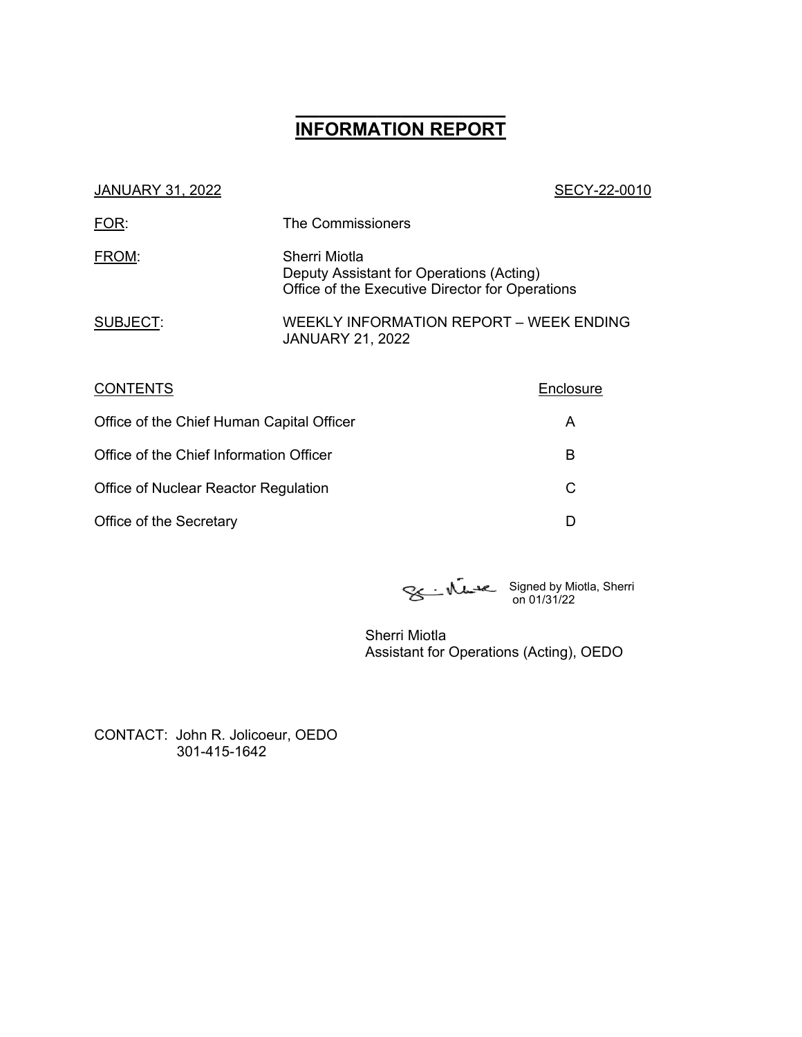# INFORMATION REPORT

JANUARY 31, 2022 SECY-22-0010

FOR: The Commissioners

FROM: Sherri Miotla
Deputy Assistant for Operations (Acting)
Office of the Executive Director for Operations

SUBJECT: WEEKLY INFORMATION REPORT – WEEK ENDING JANUARY 21, 2022

| CONTENTS | Enclosure |
|---|---|
| Office of the Chief Human Capital Officer | A |
| Office of the Chief Information Officer | B |
| Office of Nuclear Reactor Regulation | C |
| Office of the Secretary | D |

Signed by Miotla, Sherri on 01/31/22

Sherri Miotla
Assistant for Operations (Acting), OEDO

CONTACT: John R. Jolicoeur, OEDO
301-415-1642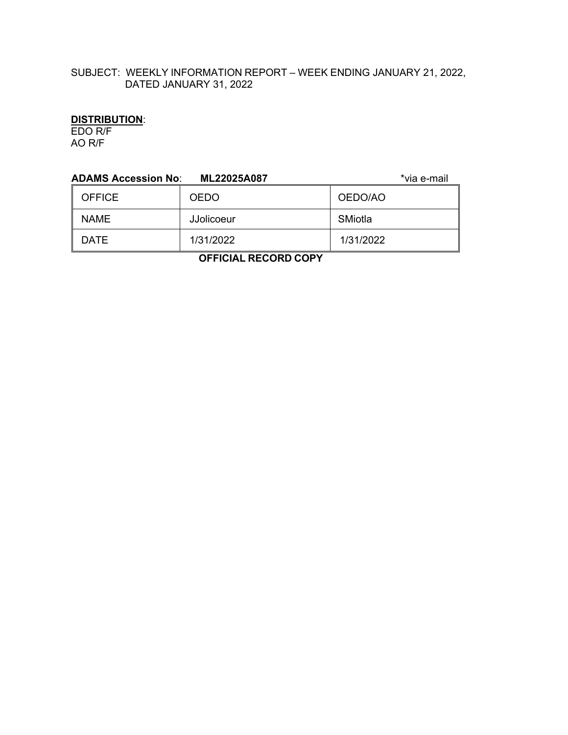SUBJECT: WEEKLY INFORMATION REPORT – WEEK ENDING JANUARY 21, 2022, DATED JANUARY 31, 2022

**DISTRIBUTION**:
EDO R/F
AO R/F

**ADAMS Accession No**: **ML22025A087** *via e-mail

| OFFICE | OEDO | OEDO/AO |
|---|---|---|
| NAME | JJolicoeur | SMiotla |
| DATE | 1/31/2022 | 1/31/2022 |

**OFFICIAL RECORD COPY**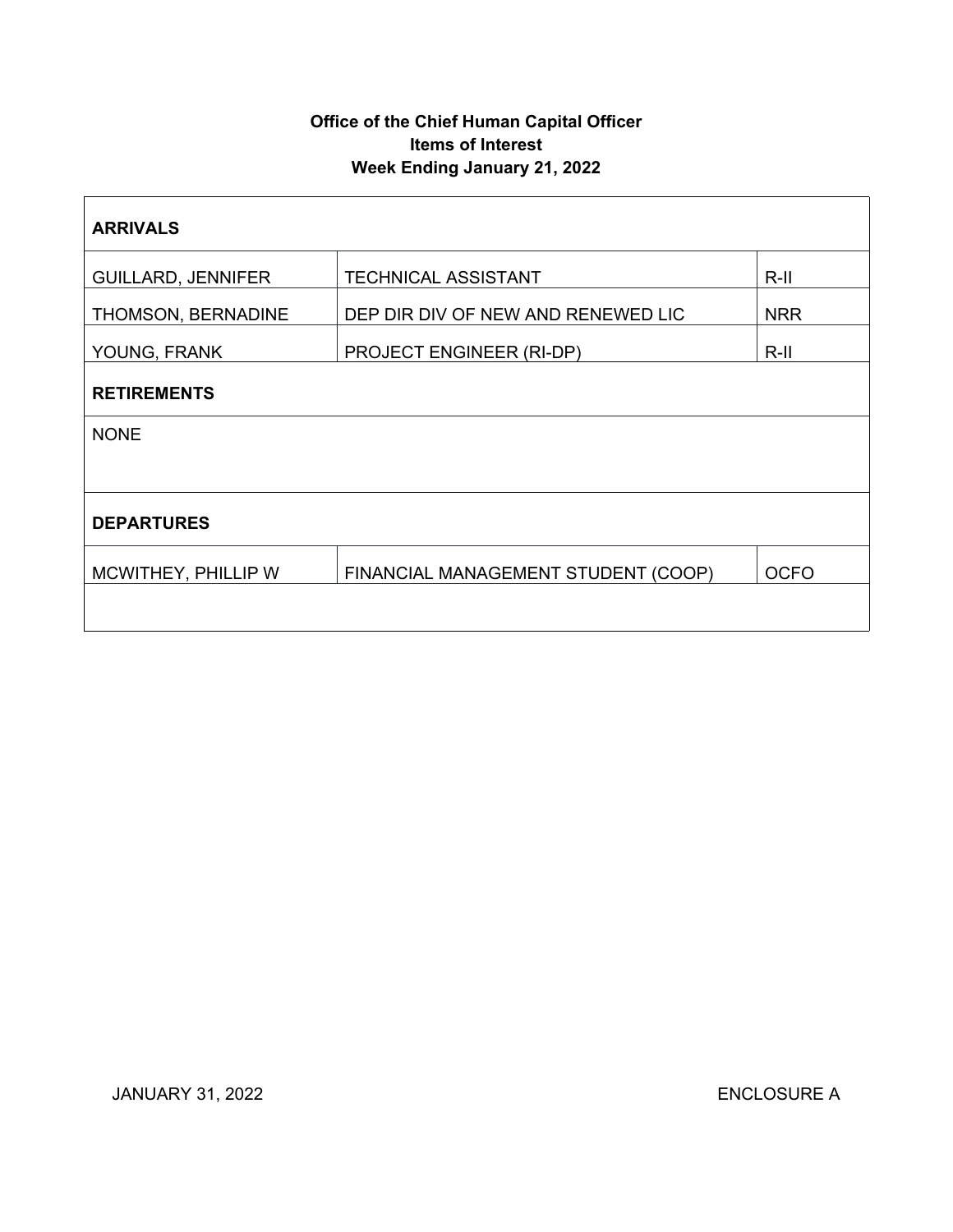**Office of the Chief Human Capital Officer**
**Items of Interest**
**Week Ending January 21, 2022**

| **ARRIVALS** | | |
|---|---|---|
| GUILLARD, JENNIFER | TECHNICAL ASSISTANT | R-II |
| THOMSON, BERNADINE | DEP DIR DIV OF NEW AND RENEWED LIC | NRR |
| YOUNG, FRANK | PROJECT ENGINEER (RI-DP) | R-II |
| **RETIREMENTS** | | |
| NONE | | |
| **DEPARTURES** | | |
| MCWITHEY, PHILLIP W | FINANCIAL MANAGEMENT STUDENT (COOP) | OCFO |
| | | |

JANUARY 31, 2022 ENCLOSURE A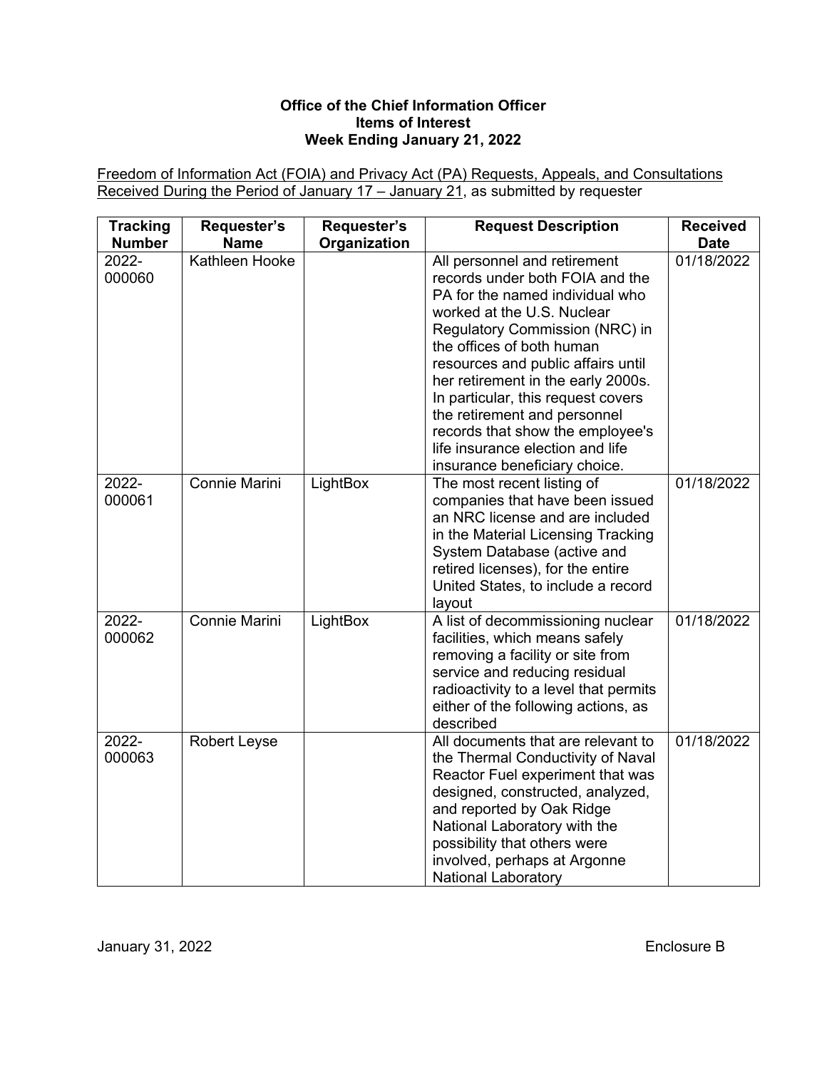**Office of the Chief Information Officer**
**Items of Interest**
**Week Ending January 21, 2022**

Freedom of Information Act (FOIA) and Privacy Act (PA) Requests, Appeals, and Consultations Received During the Period of January 17 – January 21, as submitted by requester

| Tracking Number | Requester's Name | Requester's Organization | Request Description | Received Date |
|---|---|---|---|---|
| 2022-000060 | Kathleen Hooke | | All personnel and retirement records under both FOIA and the PA for the named individual who worked at the U.S. Nuclear Regulatory Commission (NRC) in the offices of both human resources and public affairs until her retirement in the early 2000s. In particular, this request covers the retirement and personnel records that show the employee's life insurance election and life insurance beneficiary choice. | 01/18/2022 |
| 2022-000061 | Connie Marini | LightBox | The most recent listing of companies that have been issued an NRC license and are included in the Material Licensing Tracking System Database (active and retired licenses), for the entire United States, to include a record layout | 01/18/2022 |
| 2022-000062 | Connie Marini | LightBox | A list of decommissioning nuclear facilities, which means safely removing a facility or site from service and reducing residual radioactivity to a level that permits either of the following actions, as described | 01/18/2022 |
| 2022-000063 | Robert Leyse | | All documents that are relevant to the Thermal Conductivity of Naval Reactor Fuel experiment that was designed, constructed, analyzed, and reported by Oak Ridge National Laboratory with the possibility that others were involved, perhaps at Argonne National Laboratory | 01/18/2022 |

January 31, 2022 Enclosure B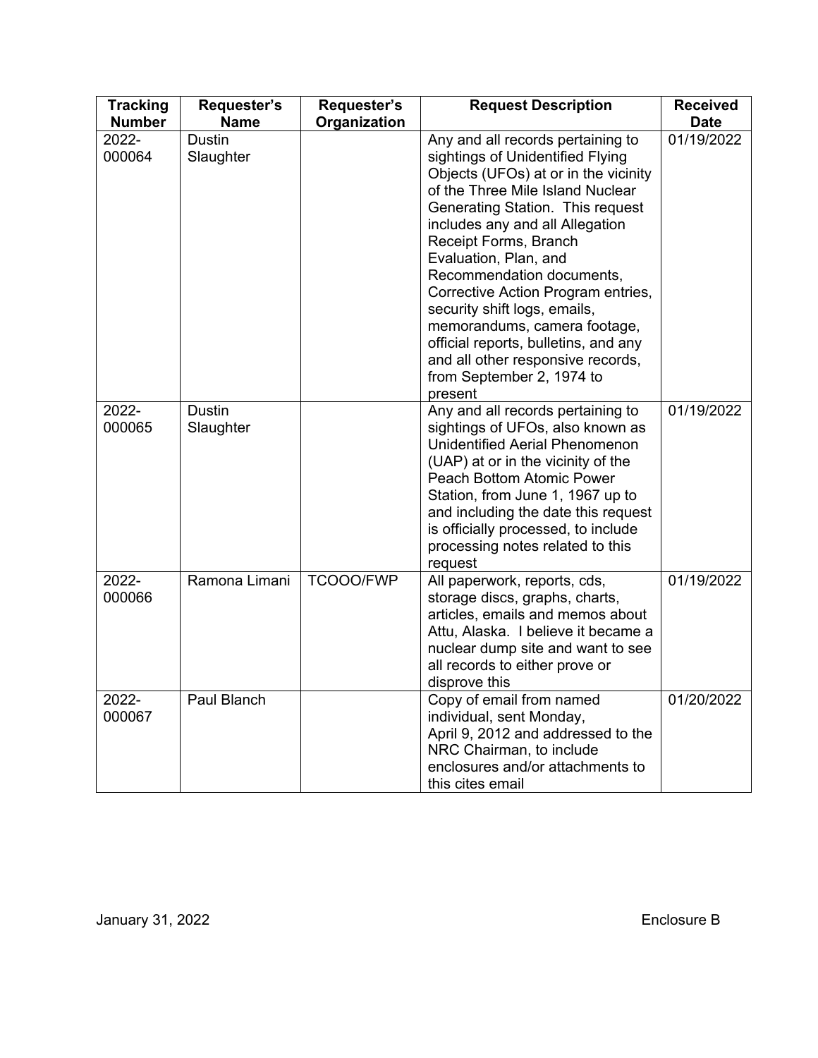| Tracking Number | Requester's Name | Requester's Organization | Request Description | Received Date |
|---|---|---|---|---|
| 2022-000064 | Dustin Slaughter | | Any and all records pertaining to sightings of Unidentified Flying Objects (UFOs) at or in the vicinity of the Three Mile Island Nuclear Generating Station. This request includes any and all Allegation Receipt Forms, Branch Evaluation, Plan, and Recommendation documents, Corrective Action Program entries, security shift logs, emails, memorandums, camera footage, official reports, bulletins, and any and all other responsive records, from September 2, 1974 to present | 01/19/2022 |
| 2022-000065 | Dustin Slaughter | | Any and all records pertaining to sightings of UFOs, also known as Unidentified Aerial Phenomenon (UAP) at or in the vicinity of the Peach Bottom Atomic Power Station, from June 1, 1967 up to and including the date this request is officially processed, to include processing notes related to this request | 01/19/2022 |
| 2022-000066 | Ramona Limani | TCOOO/FWP | All paperwork, reports, cds, storage discs, graphs, charts, articles, emails and memos about Attu, Alaska. I believe it became a nuclear dump site and want to see all records to either prove or disprove this | 01/19/2022 |
| 2022-000067 | Paul Blanch | | Copy of email from named individual, sent Monday, April 9, 2012 and addressed to the NRC Chairman, to include enclosures and/or attachments to this cites email | 01/20/2022 |

January 31, 2022 Enclosure B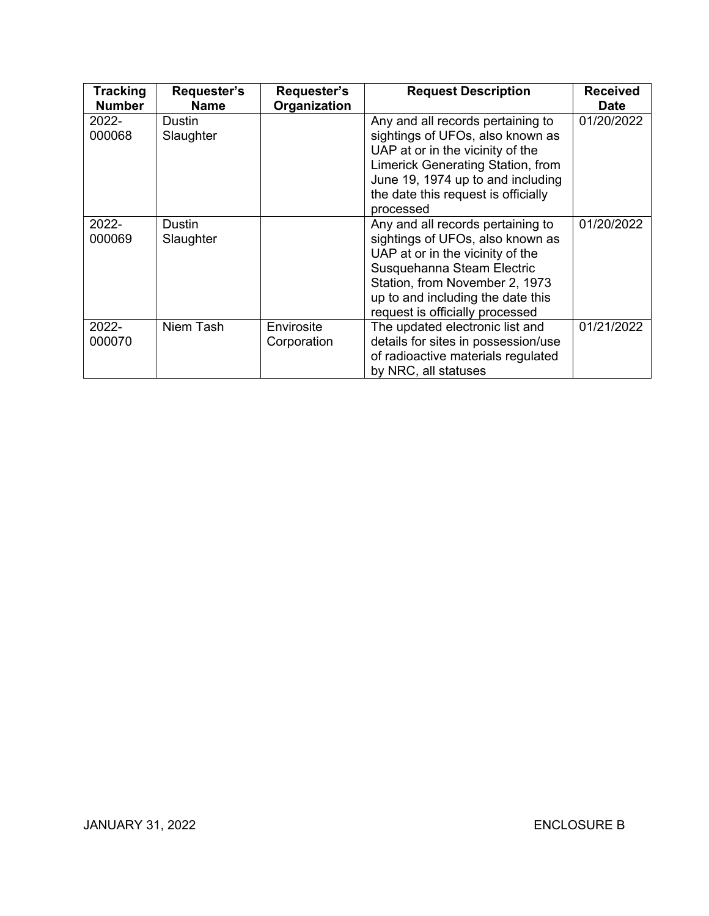| Tracking Number | Requester's Name | Requester's Organization | Request Description | Received Date |
|---|---|---|---|---|
| 2022-000068 | Dustin Slaughter | | Any and all records pertaining to sightings of UFOs, also known as UAP at or in the vicinity of the Limerick Generating Station, from June 19, 1974 up to and including the date this request is officially processed | 01/20/2022 |
| 2022-000069 | Dustin Slaughter | | Any and all records pertaining to sightings of UFOs, also known as UAP at or in the vicinity of the Susquehanna Steam Electric Station, from November 2, 1973 up to and including the date this request is officially processed | 01/20/2022 |
| 2022-000070 | Niem Tash | Envirosite Corporation | The updated electronic list and details for sites in possession/use of radioactive materials regulated by NRC, all statuses | 01/21/2022 |

JANUARY 31, 2022 ENCLOSURE B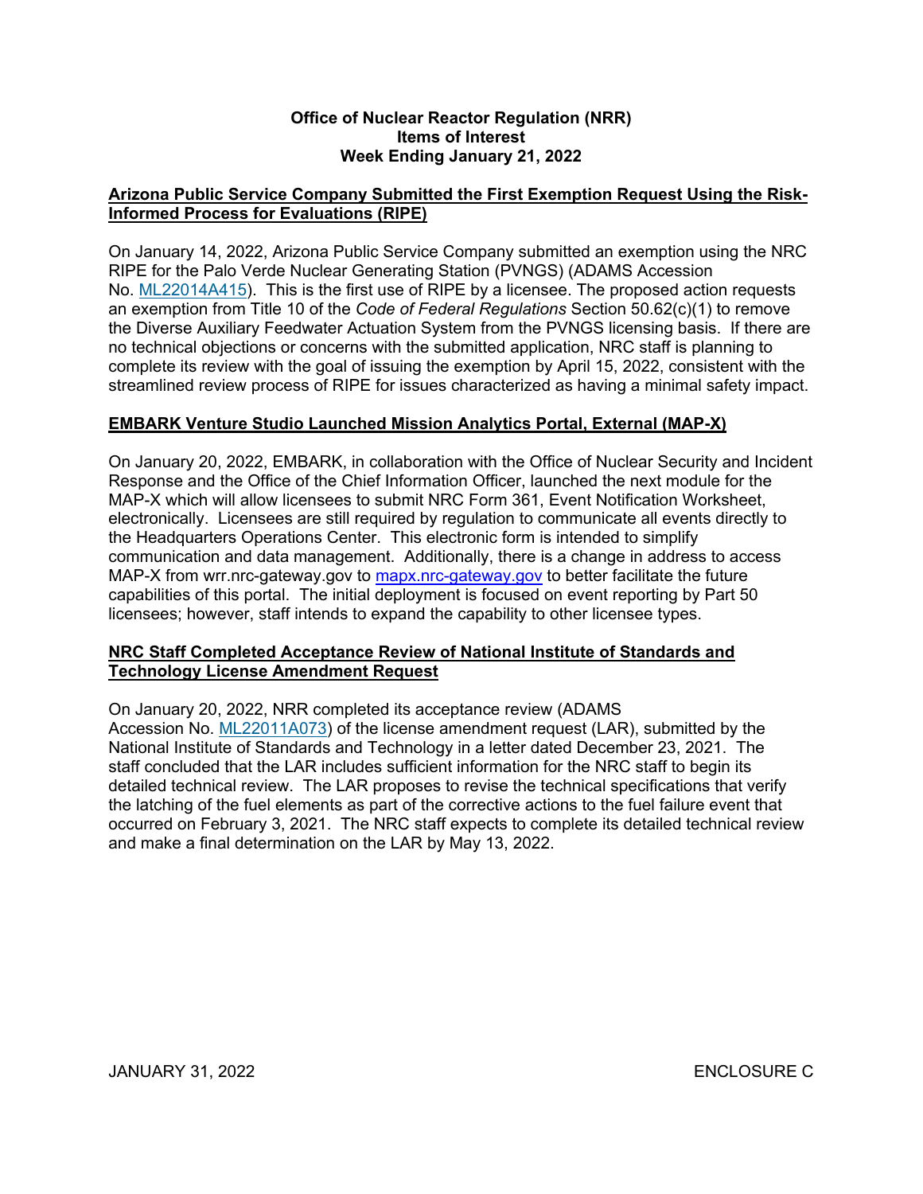# Office of Nuclear Reactor Regulation (NRR)
## Items of Interest
## Week Ending January 21, 2022

**Arizona Public Service Company Submitted the First Exemption Request Using the Risk-Informed Process for Evaluations (RIPE)**

On January 14, 2022, Arizona Public Service Company submitted an exemption using the NRC RIPE for the Palo Verde Nuclear Generating Station (PVNGS) (ADAMS Accession No. ML22014A415). This is the first use of RIPE by a licensee. The proposed action requests an exemption from Title 10 of the *Code of Federal Regulations* Section 50.62(c)(1) to remove the Diverse Auxiliary Feedwater Actuation System from the PVNGS licensing basis. If there are no technical objections or concerns with the submitted application, NRC staff is planning to complete its review with the goal of issuing the exemption by April 15, 2022, consistent with the streamlined review process of RIPE for issues characterized as having a minimal safety impact.

**EMBARK Venture Studio Launched Mission Analytics Portal, External (MAP-X)**

On January 20, 2022, EMBARK, in collaboration with the Office of Nuclear Security and Incident Response and the Office of the Chief Information Officer, launched the next module for the MAP-X which will allow licensees to submit NRC Form 361, Event Notification Worksheet, electronically. Licensees are still required by regulation to communicate all events directly to the Headquarters Operations Center. This electronic form is intended to simplify communication and data management. Additionally, there is a change in address to access MAP-X from wrr.nrc-gateway.gov to mapx.nrc-gateway.gov to better facilitate the future capabilities of this portal. The initial deployment is focused on event reporting by Part 50 licensees; however, staff intends to expand the capability to other licensee types.

**NRC Staff Completed Acceptance Review of National Institute of Standards and Technology License Amendment Request**

On January 20, 2022, NRR completed its acceptance review (ADAMS Accession No. ML22011A073) of the license amendment request (LAR), submitted by the National Institute of Standards and Technology in a letter dated December 23, 2021. The staff concluded that the LAR includes sufficient information for the NRC staff to begin its detailed technical review. The LAR proposes to revise the technical specifications that verify the latching of the fuel elements as part of the corrective actions to the fuel failure event that occurred on February 3, 2021. The NRC staff expects to complete its detailed technical review and make a final determination on the LAR by May 13, 2022.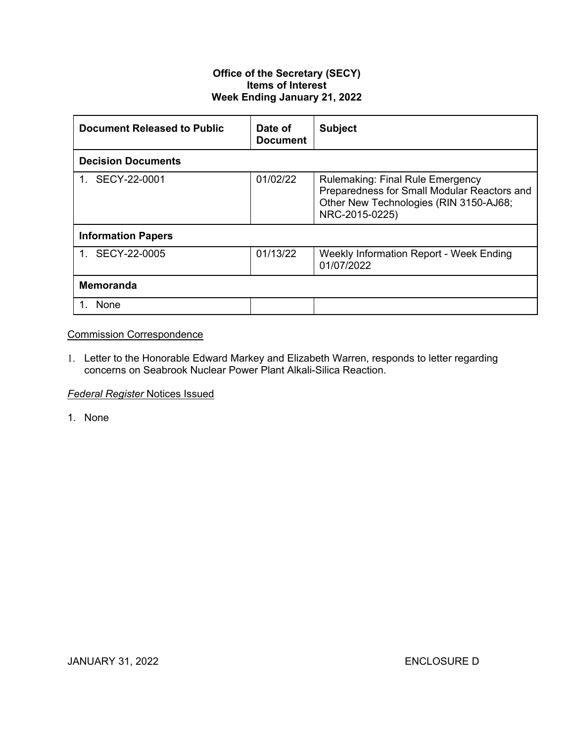**Office of the Secretary (SECY)**
**Items of Interest**
**Week Ending January 21, 2022**

| Document Released to Public | Date of Document | Subject |
|---|---|---|
| **Decision Documents** | | |
| 1. SECY-22-0001 | 01/02/22 | Rulemaking: Final Rule Emergency Preparedness for Small Modular Reactors and Other New Technologies (RIN 3150-AJ68; NRC-2015-0225) |
| **Information Papers** | | |
| 1. SECY-22-0005 | 01/13/22 | Weekly Information Report - Week Ending 01/07/2022 |
| **Memoranda** | | |
| 1. None | | |

Commission Correspondence

1. Letter to the Honorable Edward Markey and Elizabeth Warren, responds to letter regarding concerns on Seabrook Nuclear Power Plant Alkali-Silica Reaction.

*Federal Register* Notices Issued

1. None

JANUARY 31, 2022 ENCLOSURE D